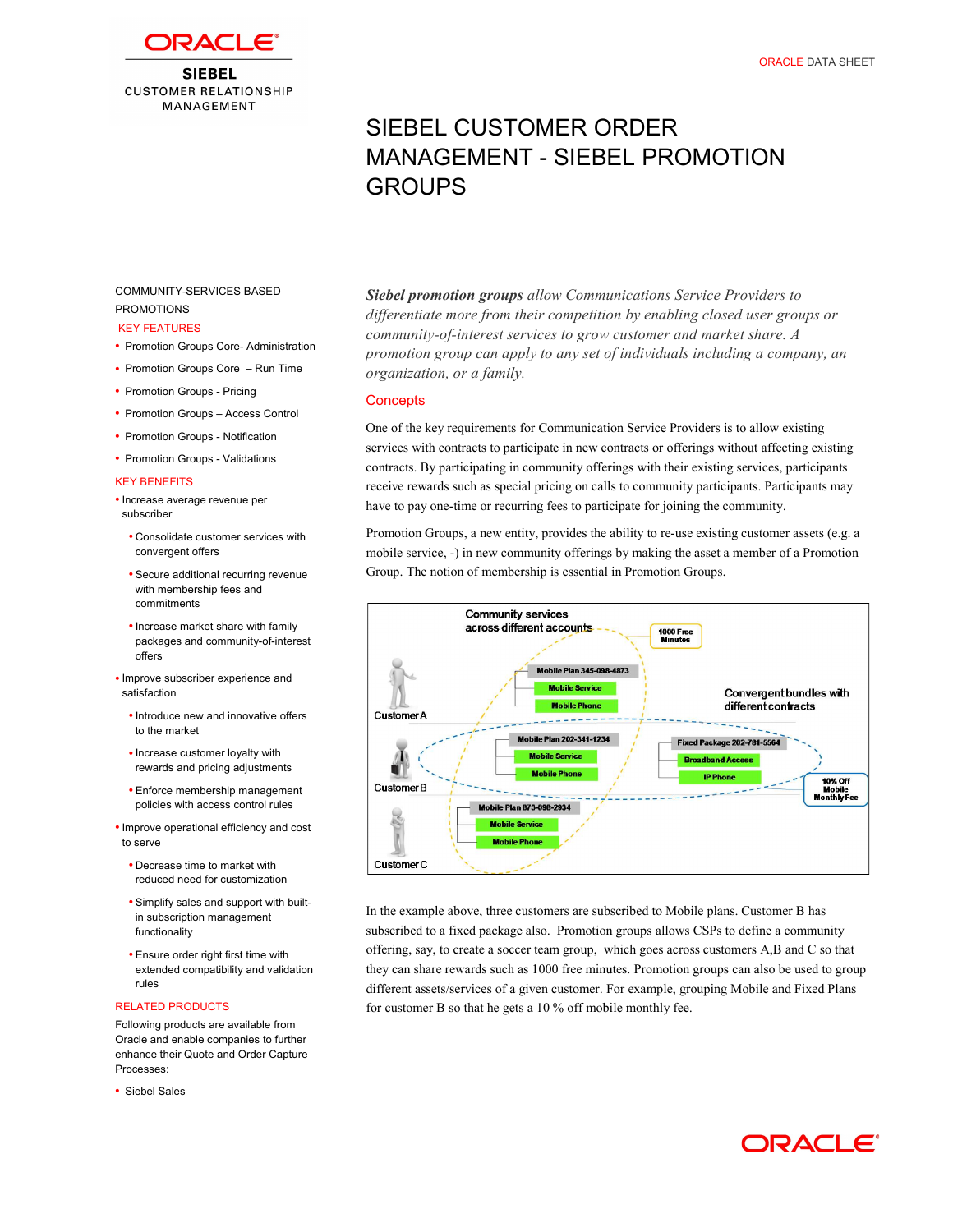# SIEBEL CUSTOMER ORDER MANAGEMENT - SIEBEL PROMOTION GROUPS

COMMUNITY-SERVICES BASED PROMOTIONS

## KEY FEATURES

- Promotion Groups Core- Administration
- Promotion Groups Core – Run Time
- Promotion Groups - Pricing
- Promotion Groups – Access Control
- Promotion Groups - Notification
- Promotion Groups - Validations

## KEY BENEFITS

- Increase average revenue per subscriber
  - Consolidate customer services with convergent offers
  - Secure additional recurring revenue with membership fees and commitments
  - Increase market share with family packages and community-of-interest offers
- Improve subscriber experience and satisfaction
  - Introduce new and innovative offers to the market
  - Increase customer loyalty with rewards and pricing adjustments
  - Enforce membership management policies with access control rules
- Improve operational efficiency and cost to serve
  - Decrease time to market with reduced need for customization
  - Simplify sales and support with built-in subscription management functionality
  - Ensure order right first time with extended compatibility and validation rules

## RELATED PRODUCTS

Following products are available from Oracle and enable companies to further enhance their Quote and Order Capture Processes:

- Siebel Sales

*__Siebel promotion groups__ allow Communications Service Providers to differentiate more from their competition by enabling closed user groups or community-of-interest services to grow customer and market share. A promotion group can apply to any set of individuals including a company, an organization, or a family.*

## Concepts

One of the key requirements for Communication Service Providers is to allow existing services with contracts to participate in new contracts or offerings without affecting existing contracts. By participating in community offerings with their existing services, participants receive rewards such as special pricing on calls to community participants. Participants may have to pay one-time or recurring fees to participate for joining the community.

Promotion Groups, a new entity, provides the ability to re-use existing customer assets (e.g. a mobile service, -) in new community offerings by making the asset a member of a Promotion Group. The notion of membership is essential in Promotion Groups.

In the example above, three customers are subscribed to Mobile plans. Customer B has subscribed to a fixed package also. Promotion groups allows CSPs to define a community offering, say, to create a soccer team group, which goes across customers A,B and C so that they can share rewards such as 1000 free minutes. Promotion groups can also be used to group different assets/services of a given customer. For example, grouping Mobile and Fixed Plans for customer B so that he gets a 10 % off mobile monthly fee.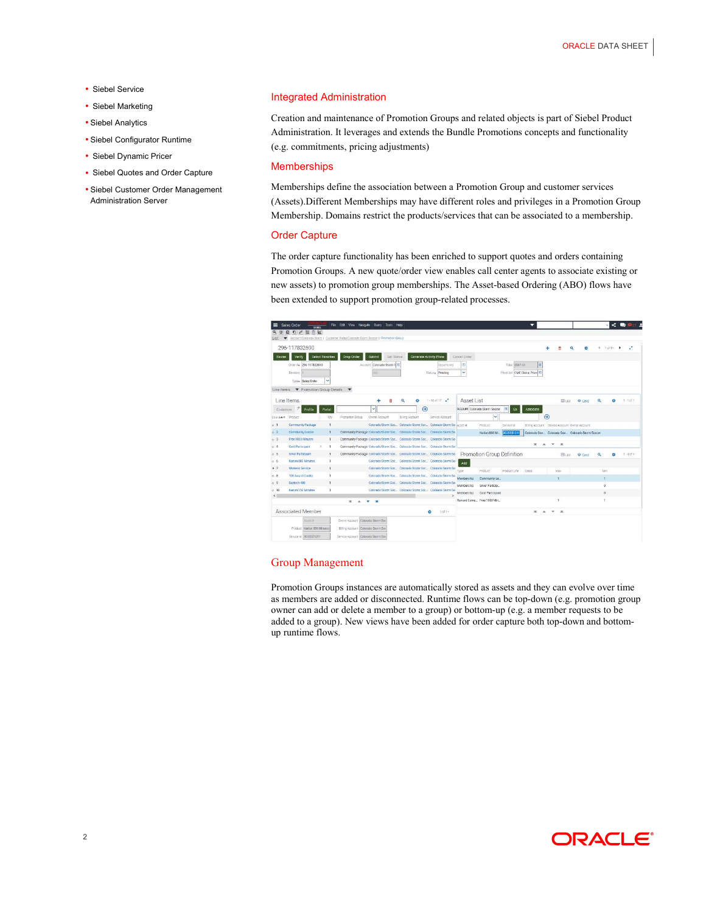- Siebel Service
- Siebel Marketing
- Siebel Analytics
- Siebel Configurator Runtime
- Siebel Dynamic Pricer
- Siebel Quotes and Order Capture
- Siebel Customer Order Management Administration Server

## Integrated Administration

Creation and maintenance of Promotion Groups and related objects is part of Siebel Product Administration. It leverages and extends the Bundle Promotions concepts and functionality (e.g. commitments, pricing adjustments)

## Memberships

Memberships define the association between a Promotion Group and customer services (Assets).Different Memberships may have different roles and privileges in a Promotion Group Membership. Domains restrict the products/services that can be associated to a membership.

## Order Capture

The order capture functionality has been enriched to support quotes and orders containing Promotion Groups. A new quote/order view enables call center agents to associate existing or new assets) to promotion group memberships. The Asset-based Ordering (ABO) flows have been extended to support promotion group-related processes.

## Group Management

Promotion Groups instances are automatically stored as assets and they can evolve over time as members are added or deleted. Runtime flows can be top-down (e.g. promotion group owner can add or delete a member to a group) or bottom-up (e.g. a member requests to be added to a group). New views have been added for order capture both top-down and bottom-up runtime flows.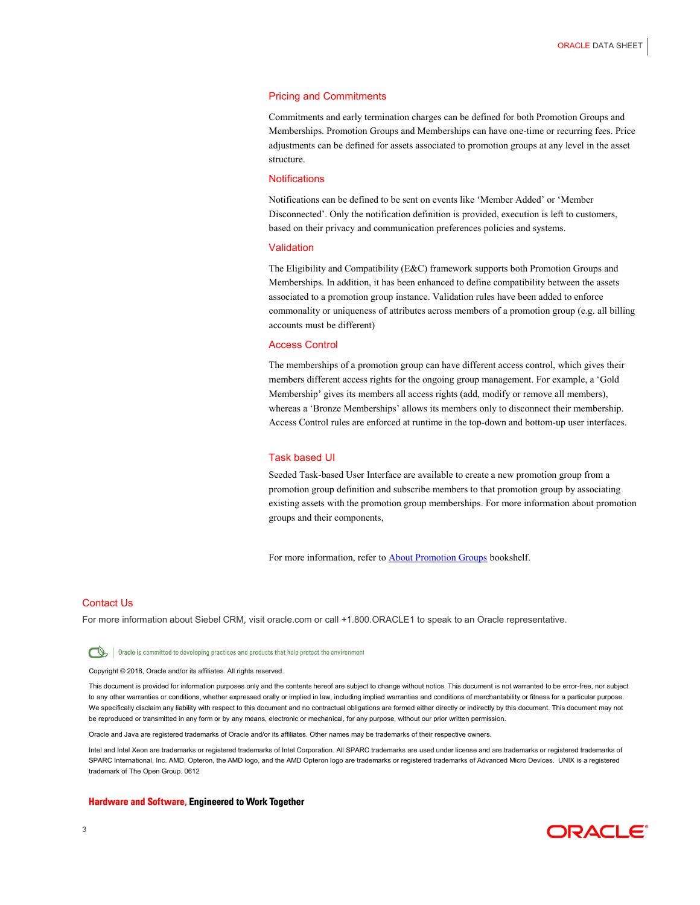## Pricing and Commitments

Commitments and early termination charges can be defined for both Promotion Groups and Memberships. Promotion Groups and Memberships can have one-time or recurring fees. Price adjustments can be defined for assets associated to promotion groups at any level in the asset structure.

## Notifications

Notifications can be defined to be sent on events like 'Member Added' or 'Member Disconnected'. Only the notification definition is provided, execution is left to customers, based on their privacy and communication preferences policies and systems.

## Validation

The Eligibility and Compatibility (E&C) framework supports both Promotion Groups and Memberships. In addition, it has been enhanced to define compatibility between the assets associated to a promotion group instance. Validation rules have been added to enforce commonality or uniqueness of attributes across members of a promotion group (e.g. all billing accounts must be different)

## Access Control

The memberships of a promotion group can have different access control, which gives their members different access rights for the ongoing group management. For example, a 'Gold Membership' gives its members all access rights (add, modify or remove all members), whereas a 'Bronze Memberships' allows its members only to disconnect their membership. Access Control rules are enforced at runtime in the top-down and bottom-up user interfaces.

## Task based UI

Seeded Task-based User Interface are available to create a new promotion group from a promotion group definition and subscribe members to that promotion group by associating existing assets with the promotion group memberships. For more information about promotion groups and their components,

For more information, refer to About Promotion Groups bookshelf.

## Contact Us

For more information about Siebel CRM, visit oracle.com or call +1.800.ORACLE1 to speak to an Oracle representative.

Oracle is committed to developing practices and products that help protect the environment

Copyright © 2018, Oracle and/or its affiliates. All rights reserved.

This document is provided for information purposes only and the contents hereof are subject to change without notice. This document is not warranted to be error-free, nor subject to any other warranties or conditions, whether expressed orally or implied in law, including implied warranties and conditions of merchantability or fitness for a particular purpose. We specifically disclaim any liability with respect to this document and no contractual obligations are formed either directly or indirectly by this document. This document may not be reproduced or transmitted in any form or by any means, electronic or mechanical, for any purpose, without our prior written permission.

Oracle and Java are registered trademarks of Oracle and/or its affiliates. Other names may be trademarks of their respective owners.

Intel and Intel Xeon are trademarks or registered trademarks of Intel Corporation. All SPARC trademarks are used under license and are trademarks or registered trademarks of SPARC International, Inc. AMD, Opteron, the AMD logo, and the AMD Opteron logo are trademarks or registered trademarks of Advanced Micro Devices. UNIX is a registered trademark of The Open Group. 0612

**Hardware and Software, Engineered to Work Together**